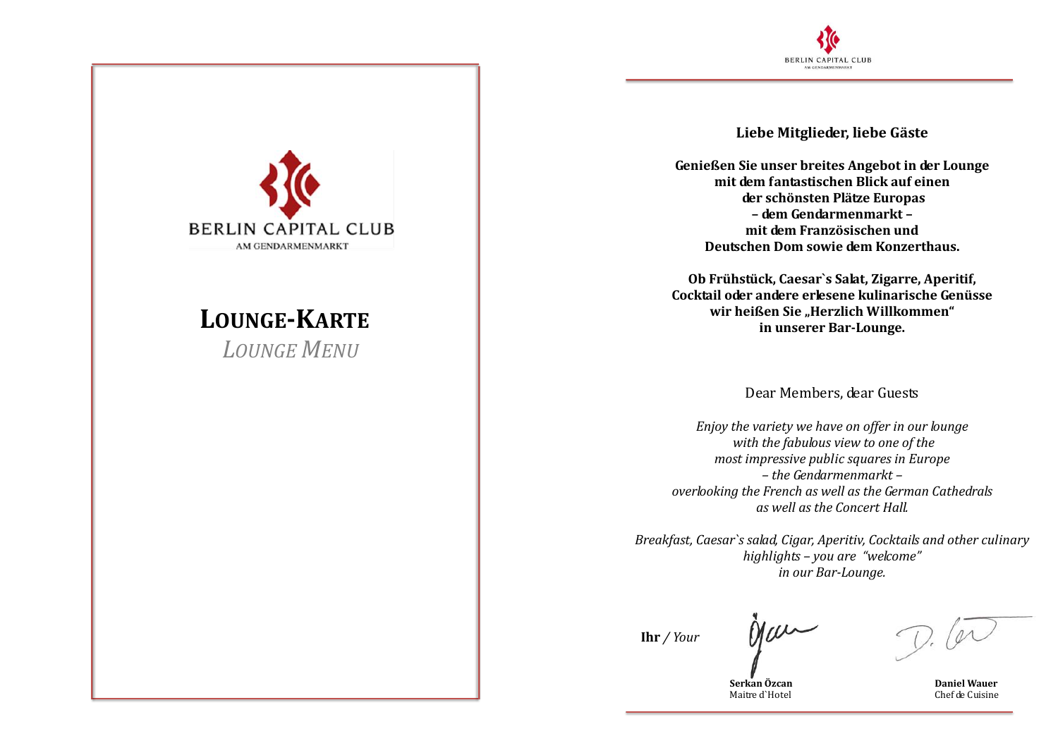BERLIN CAPITAL CLUB

AM GENDARMENMARKT

# Lounge-Karte

*Lounge Menu*

BERLIN CAPITAL CLUB

AM GENDARMENMARKT

**Liebe Mitglieder, liebe Gäste**

**Genießen Sie unser breites Angebot in der Lounge
mit dem fantastischen Blick auf einen
der schönsten Plätze Europas
– dem Gendarmenmarkt –
mit dem Französischen und
Deutschen Dom sowie dem Konzerthaus.**

**Ob Frühstück, Caesar`s Salat, Zigarre, Aperitif,
Cocktail oder andere erlesene kulinarische Genüsse
wir heißen Sie „Herzlich Willkommen"
in unserer Bar-Lounge.**

Dear Members, dear Guests

*Enjoy the variety we have on offer in our lounge
with the fabulous view to one of the
most impressive public squares in Europe
– the Gendarmenmarkt –
overlooking the French as well as the German Cathedrals
as well as the Concert Hall.*

*Breakfast, Caesar`s salad, Cigar, Aperitiv, Cocktails and other culinary
highlights – you are "welcome"
in our Bar-Lounge.*

**Ihr** / *Your*

**Serkan Özcan**
Maitre d`Hotel

**Daniel Wauer**
Chef de Cuisine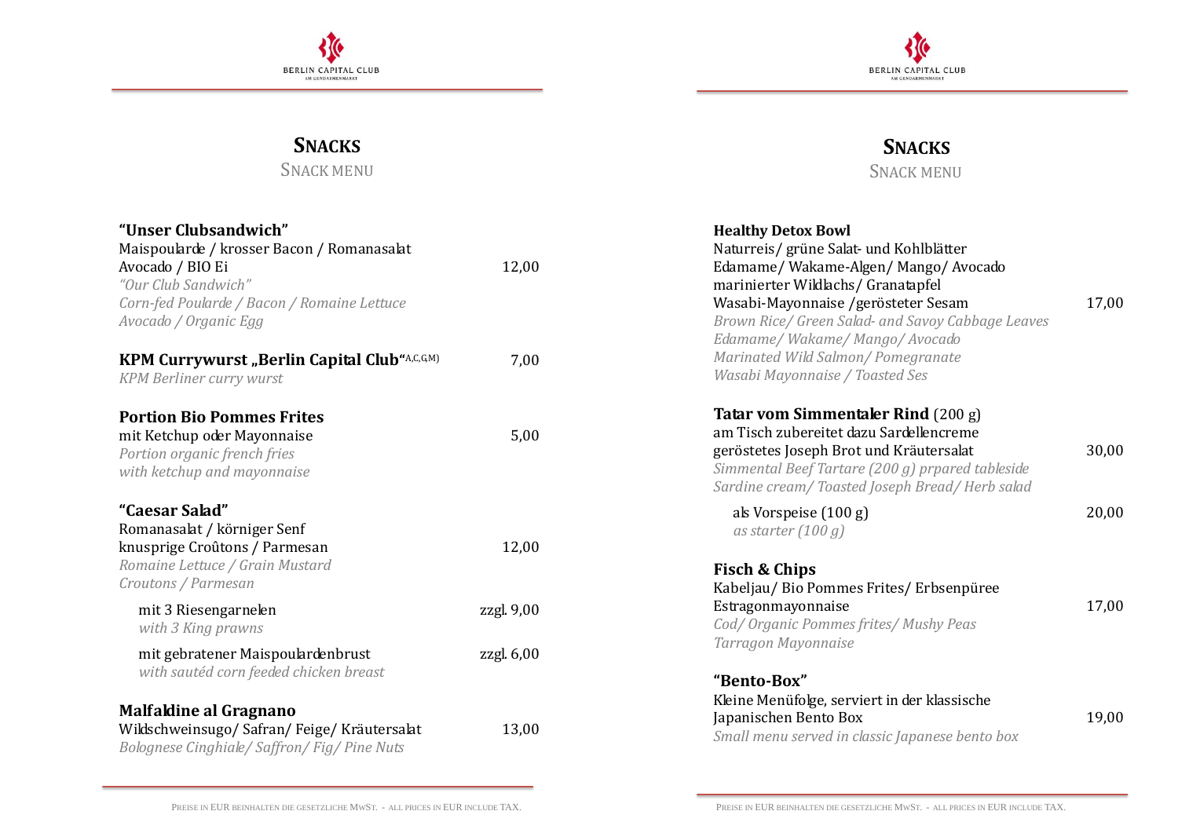## SNACKS

SNACK MENU

**"Unser Clubsandwich"**
Maispoularde / krosser Bacon / Romanasalat
Avocado / BIO Ei — 12,00
*"Our Club Sandwich"*
*Corn-fed Poularde / Bacon / Romaine Lettuce*
*Avocado / Organic Egg*

**KPM Currywurst „Berlin Capital Club"**(A,C,G,M) — 7,00
*KPM Berliner curry wurst*

**Portion Bio Pommes Frites**
mit Ketchup oder Mayonnaise — 5,00
*Portion organic french fries*
*with ketchup and mayonnaise*

**"Caesar Salad"**
Romanasalat / körniger Senf
knusprige Croûtons / Parmesan — 12,00
*Romaine Lettuce / Grain Mustard*
*Croutons / Parmesan*

mit 3 Riesengarnelen — zzgl. 9,00
*with 3 King prawns*

mit gebratener Maispoulardenbrust — zzgl. 6,00
*with sautéd corn feeded chicken breast*

**Malfaldine al Gragnano**
Wildschweinsugo/ Safran/ Feige/ Kräutersalat — 13,00
*Bolognese Cinghiale/ Saffron/ Fig/ Pine Nuts*

PREISE IN EUR BEINHALTEN DIE GESETZLICHE MWST. - ALL PRICES IN EUR INCLUDE TAX.

## SNACKS

SNACK MENU

**Healthy Detox Bowl**
Naturreis/ grüne Salat- und Kohlblätter
Edamame/ Wakame-Algen/ Mango/ Avocado
marinierter Wildlachs/ Granatapfel
Wasabi-Mayonnaise /gerösteter Sesam — 17,00
*Brown Rice/ Green Salad- and Savoy Cabbage Leaves*
*Edamame/ Wakame/ Mango/ Avocado*
*Marinated Wild Salmon/ Pomegranate*
*Wasabi Mayonnaise / Toasted Ses*

**Tatar vom Simmentaler Rind** (200 g)
am Tisch zubereitet dazu Sardellencreme
geröstetes Joseph Brot und Kräutersalat — 30,00
*Simmental Beef Tartare (200 g) prpared tableside*
*Sardine cream/ Toasted Joseph Bread/ Herb salad*

als Vorspeise (100 g) — 20,00
*as starter (100 g)*

**Fisch & Chips**
Kabeljau/ Bio Pommes Frites/ Erbsenpüree
Estragonmayonnaise — 17,00
*Cod/ Organic Pommes frites/ Mushy Peas*
*Tarragon Mayonnaise*

**"Bento-Box"**
Kleine Menüfolge, serviert in der klassische
Japanischen Bento Box — 19,00
*Small menu served in classic Japanese bento box*

PREISE IN EUR BEINHALTEN DIE GESETZLICHE MWST. - ALL PRICES IN EUR INCLUDE TAX.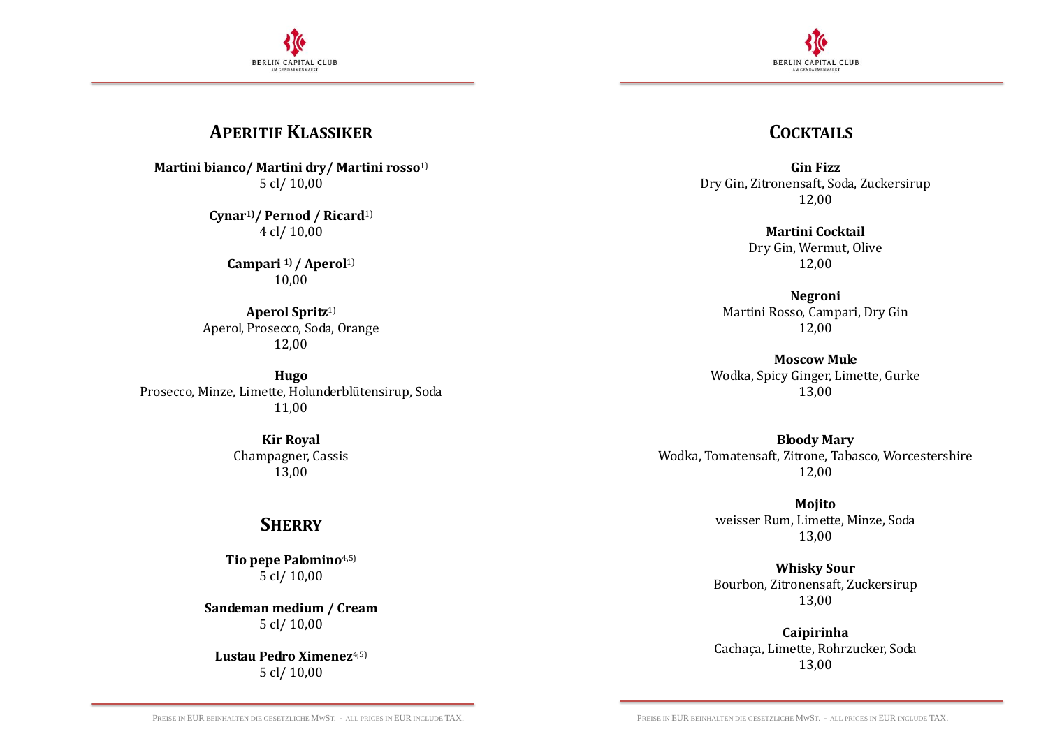## Aperitif Klassiker

**Martini bianco/ Martini dry/ Martini rosso**[1)]
5 cl/ 10,00

**Cynar[1)]/ Pernod / Ricard**[1)]
4 cl/ 10,00

**Campari [1)] / Aperol**[1)]
10,00

**Aperol Spritz**[1)]
Aperol, Prosecco, Soda, Orange
12,00

**Hugo**
Prosecco, Minze, Limette, Holunderblütensirup, Soda
11,00

**Kir Royal**
Champagner, Cassis
13,00

## Sherry

**Tio pepe Palomino**[4,5)]
5 cl/ 10,00

**Sandeman medium / Cream**
5 cl/ 10,00

**Lustau Pedro Ximenez**[4,5)]
5 cl/ 10,00

Preise in EUR beinhalten die gesetzliche MwSt. - All prices in EUR include tax.

## Cocktails

**Gin Fizz**
Dry Gin, Zitronensaft, Soda, Zuckersirup
12,00

**Martini Cocktail**
Dry Gin, Wermut, Olive
12,00

**Negroni**
Martini Rosso, Campari, Dry Gin
12,00

**Moscow Mule**
Wodka, Spicy Ginger, Limette, Gurke
13,00

**Bloody Mary**
Wodka, Tomatensaft, Zitrone, Tabasco, Worcestershire
12,00

**Mojito**
weisser Rum, Limette, Minze, Soda
13,00

**Whisky Sour**
Bourbon, Zitronensaft, Zuckersirup
13,00

**Caipirinha**
Cachaça, Limette, Rohrzucker, Soda
13,00

Preise in EUR beinhalten die gesetzliche MwSt. - All prices in EUR include tax.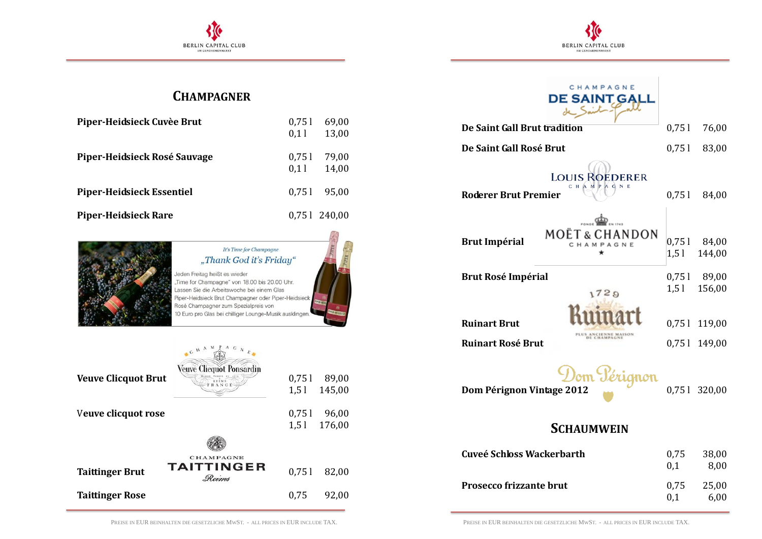## CHAMPAGNER

| | | |
|---|---|---|
| **Piper-Heidsieck Cuvèe Brut** | 0,75 l<br>0,1 l | 69,00<br>13,00 |
| **Piper-Heidsieck Rosé Sauvage** | 0,75 l<br>0,1 l | 79,00<br>14,00 |
| **Piper-Heidsieck Essentiel** | 0,75 l | 95,00 |
| **Piper-Heidsieck Rare** | 0,75 l | 240,00 |

*It's Time for Champagne*

*„Thank God it's Friday"*

Jeden Freitag heißt es wieder „Time for Champagne" von 18.00 bis 20.00 Uhr. Lassen Sie die Arbeitswoche bei einem Glas Piper-Heidsieck Brut Champagner oder Piper-Heidsieck Rosé Champagner zum Spezialpreis von 10 Euro pro Glas bei chilliger Lounge-Musik ausklingen.

| | | |
|---|---|---|
| **Veuve Clicquot Brut** | 0,75 l<br>1,5 l | 89,00<br>145,00 |
| **Veuve clicquot rose** | 0,75 l<br>1,5 l | 96,00<br>176,00 |
| **Taittinger Brut** | 0,75 l | 82,00 |
| **Taittinger Rose** | 0,75 | 92,00 |

| | | |
|---|---|---|
| **De Saint Gall Brut tradition** | 0,75 l | 76,00 |
| **De Saint Gall Rosé Brut** | 0,75 l | 83,00 |
| **Roderer Brut Premier** | 0,75 l | 84,00 |
| **Brut Impérial** | 0,75 l<br>1,5 l | 84,00<br>144,00 |
| **Brut Rosé Impérial** | 0,75 l<br>1,5 l | 89,00<br>156,00 |
| **Ruinart Brut** | 0,75 l | 119,00 |
| **Ruinart Rosé Brut** | 0,75 l | 149,00 |
| **Dom Pérignon Vintage 2012** | 0,75 l | 320,00 |

## SCHAUMWEIN

| | | |
|---|---|---|
| **Cuveé Schloss Wackerbarth** | 0,75<br>0,1 | 38,00<br>8,00 |
| **Prosecco frizzante brut** | 0,75<br>0,1 | 25,00<br>6,00 |

PREISE IN EUR BEINHALTEN DIE GESETZLICHE MWST. - ALL PRICES IN EUR INCLUDE TAX.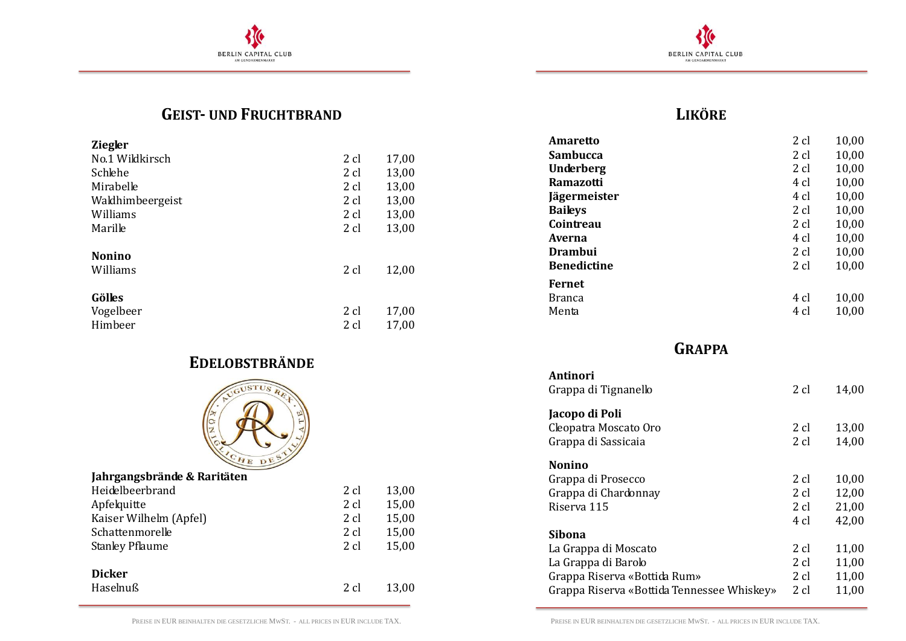## GEIST- UND FRUCHTBRAND

| | | |
|---|---|---|
| **Ziegler** | | |
| No.1 Wildkirsch | 2 cl | 17,00 |
| Schlehe | 2 cl | 13,00 |
| Mirabelle | 2 cl | 13,00 |
| Waldhimbeergeist | 2 cl | 13,00 |
| Williams | 2 cl | 13,00 |
| Marille | 2 cl | 13,00 |
| **Nonino** | | |
| Williams | 2 cl | 12,00 |
| **Gölles** | | |
| Vogelbeer | 2 cl | 17,00 |
| Himbeer | 2 cl | 17,00 |

## EDELOBSTBRÄNDE

| | | |
|---|---|---|
| **Jahrgangsbrände & Raritäten** | | |
| Heidelbeerbrand | 2 cl | 13,00 |
| Apfelquitte | 2 cl | 15,00 |
| Kaiser Wilhelm (Apfel) | 2 cl | 15,00 |
| Schattenmorelle | 2 cl | 15,00 |
| Stanley Pflaume | 2 cl | 15,00 |
| **Dicker** | | |
| Haselnuß | 2 cl | 13,00 |

## LIKÖRE

| | | |
|---|---|---|
| **Amaretto** | 2 cl | 10,00 |
| **Sambucca** | 2 cl | 10,00 |
| **Underberg** | 2 cl | 10,00 |
| **Ramazotti** | 4 cl | 10,00 |
| **Jägermeister** | 4 cl | 10,00 |
| **Baileys** | 2 cl | 10,00 |
| **Cointreau** | 2 cl | 10,00 |
| **Averna** | 4 cl | 10,00 |
| **Drambui** | 2 cl | 10,00 |
| **Benedictine** | 2 cl | 10,00 |
| **Fernet** | | |
| Branca | 4 cl | 10,00 |
| Menta | 4 cl | 10,00 |

## GRAPPA

| | | |
|---|---|---|
| **Antinori** | | |
| Grappa di Tignanello | 2 cl | 14,00 |
| **Jacopo di Poli** | | |
| Cleopatra Moscato Oro | 2 cl | 13,00 |
| Grappa di Sassicaia | 2 cl | 14,00 |
| **Nonino** | | |
| Grappa di Prosecco | 2 cl | 10,00 |
| Grappa di Chardonnay | 2 cl | 12,00 |
| Riserva 115 | 2 cl | 21,00 |
| | 4 cl | 42,00 |
| **Sibona** | | |
| La Grappa di Moscato | 2 cl | 11,00 |
| La Grappa di Barolo | 2 cl | 11,00 |
| Grappa Riserva «Bottida Rum» | 2 cl | 11,00 |
| Grappa Riserva «Bottida Tennessee Whiskey» | 2 cl | 11,00 |

PREISE IN EUR BEINHALTEN DIE GESETZLICHE MWST. - ALL PRICES IN EUR INCLUDE TAX.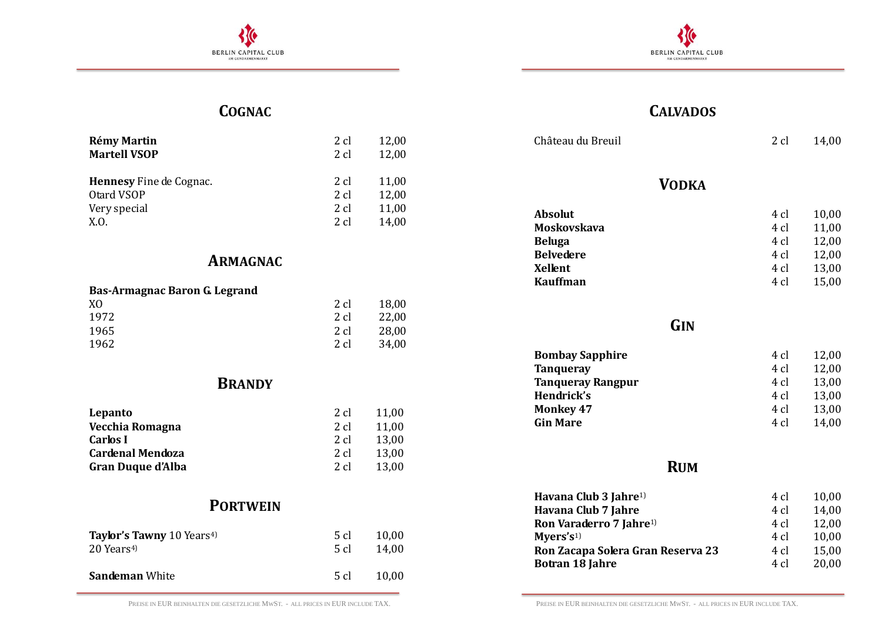## COGNAC

| | | |
|---|---|---|
| **Rémy Martin** | 2 cl | 12,00 |
| **Martell VSOP** | 2 cl | 12,00 |
| | | |
| **Hennesy** Fine de Cognac. | 2 cl | 11,00 |
| Otard VSOP | 2 cl | 12,00 |
| Very special | 2 cl | 11,00 |
| X.O. | 2 cl | 14,00 |

## ARMAGNAC

| | | |
|---|---|---|
| **Bas-Armagnac Baron G. Legrand** | | |
| XO | 2 cl | 18,00 |
| 1972 | 2 cl | 22,00 |
| 1965 | 2 cl | 28,00 |
| 1962 | 2 cl | 34,00 |

## BRANDY

| | | |
|---|---|---|
| **Lepanto** | 2 cl | 11,00 |
| **Vecchia Romagna** | 2 cl | 11,00 |
| **Carlos I** | 2 cl | 13,00 |
| **Cardenal Mendoza** | 2 cl | 13,00 |
| **Gran Duque d'Alba** | 2 cl | 13,00 |

## PORTWEIN

| | | |
|---|---|---|
| **Taylor's Tawny** 10 Years[4)] | 5 cl | 10,00 |
| 20 Years[4)] | 5 cl | 14,00 |
| | | |
| **Sandeman** White | 5 cl | 10,00 |

Preise in EUR beinhalten die gesetzliche MwSt. - All prices in EUR include tax.

## CALVADOS

| | | |
|---|---|---|
| Château du Breuil | 2 cl | 14,00 |

## VODKA

| | | |
|---|---|---|
| **Absolut** | 4 cl | 10,00 |
| **Moskovskava** | 4 cl | 11,00 |
| **Beluga** | 4 cl | 12,00 |
| **Belvedere** | 4 cl | 12,00 |
| **Xellent** | 4 cl | 13,00 |
| **Kauffman** | 4 cl | 15,00 |

## GIN

| | | |
|---|---|---|
| **Bombay Sapphire** | 4 cl | 12,00 |
| **Tanqueray** | 4 cl | 12,00 |
| **Tanqueray Rangpur** | 4 cl | 13,00 |
| **Hendrick's** | 4 cl | 13,00 |
| **Monkey 47** | 4 cl | 13,00 |
| **Gin Mare** | 4 cl | 14,00 |

## RUM

| | | |
|---|---|---|
| **Havana Club 3 Jahre**[1)] | 4 cl | 10,00 |
| **Havana Club 7 Jahre** | 4 cl | 14,00 |
| **Ron Varaderro 7 Jahre**[1)] | 4 cl | 12,00 |
| **Myers's**[1)] | 4 cl | 10,00 |
| **Ron Zacapa Solera Gran Reserva 23** | 4 cl | 15,00 |
| **Botran 18 Jahre** | 4 cl | 20,00 |

Preise in EUR beinhalten die gesetzliche MwSt. - All prices in EUR include tax.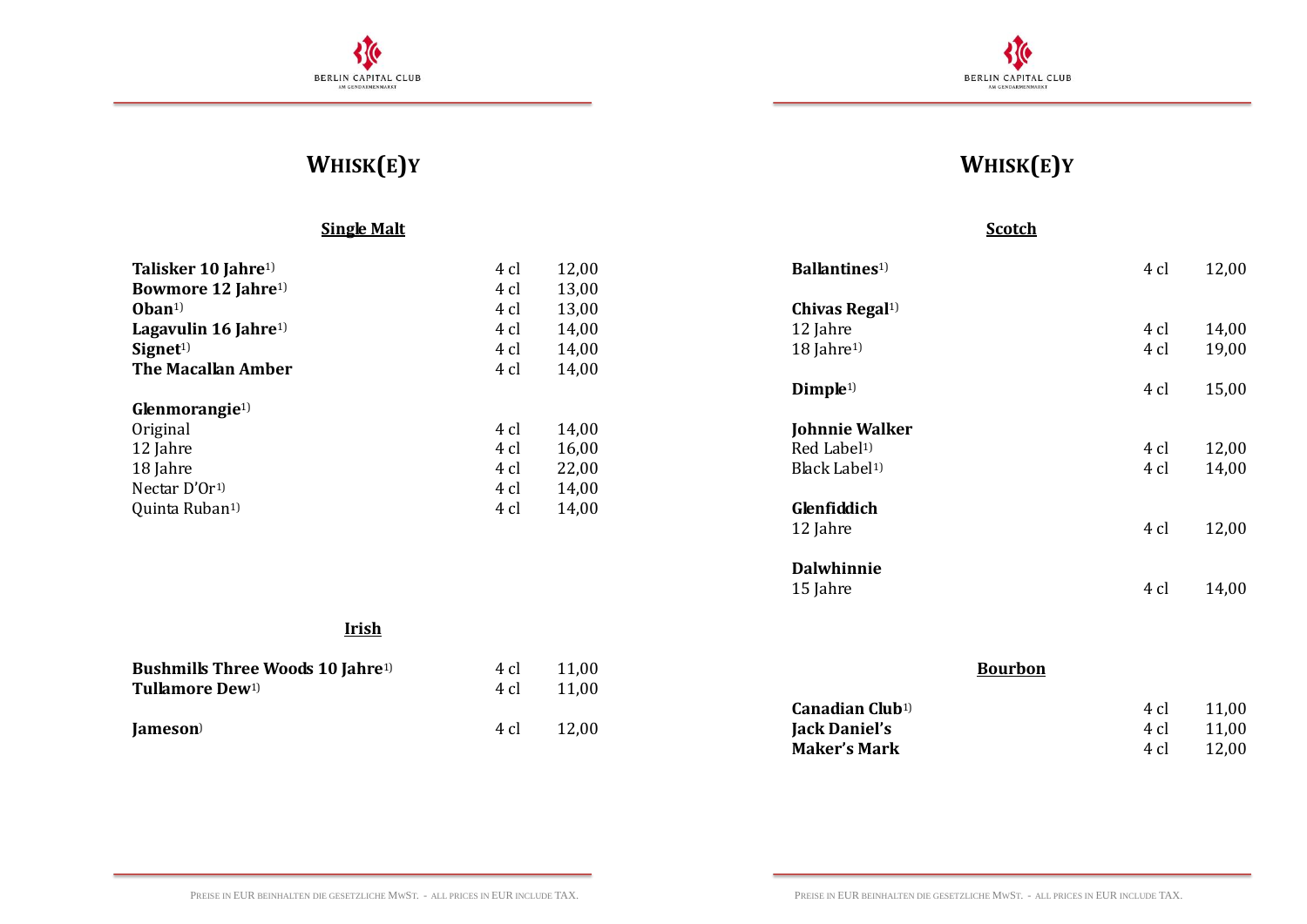# WHISK(E)Y

## Single Malt

| | | |
|---|---|---|
| **Talisker 10 Jahre**[1)] | 4 cl | 12,00 |
| **Bowmore 12 Jahre**[1)] | 4 cl | 13,00 |
| **Oban**[1)] | 4 cl | 13,00 |
| **Lagavulin 16 Jahre**[1)] | 4 cl | 14,00 |
| **Signet**[1)] | 4 cl | 14,00 |
| **The Macallan Amber** | 4 cl | 14,00 |
| **Glenmorangie**[1)] | | |
| Original | 4 cl | 14,00 |
| 12 Jahre | 4 cl | 16,00 |
| 18 Jahre | 4 cl | 22,00 |
| Nectar D'Or[1)] | 4 cl | 14,00 |
| Quinta Ruban[1)] | 4 cl | 14,00 |

## Irish

| | | |
|---|---|---|
| **Bushmills Three Woods 10 Jahre**[1)] | 4 cl | 11,00 |
| **Tullamore Dew**[1)] | 4 cl | 11,00 |
| **Jameson**[)] | 4 cl | 12,00 |

# WHISK(E)Y

## Scotch

| | | |
|---|---|---|
| **Ballantines**[1)] | 4 cl | 12,00 |
| **Chivas Regal**[1)] | | |
| 12 Jahre | 4 cl | 14,00 |
| 18 Jahre[1)] | 4 cl | 19,00 |
| **Dimple**[1)] | 4 cl | 15,00 |
| **Johnnie Walker** | | |
| Red Label[1)] | 4 cl | 12,00 |
| Black Label[1)] | 4 cl | 14,00 |
| **Glenfiddich** | | |
| 12 Jahre | 4 cl | 12,00 |
| **Dalwhinnie** | | |
| 15 Jahre | 4 cl | 14,00 |

## Bourbon

| | | |
|---|---|---|
| **Canadian Club**[1)] | 4 cl | 11,00 |
| **Jack Daniel's** | 4 cl | 11,00 |
| **Maker's Mark** | 4 cl | 12,00 |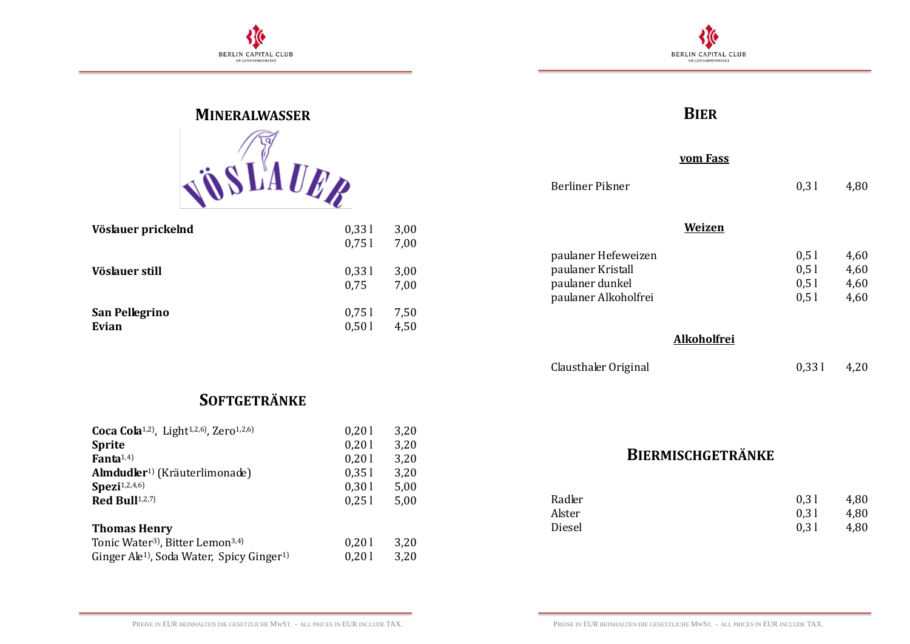## MINERALWASSER

VÖSLAUER

| | | |
|---|---|---|
| **Vöslauer prickelnd** | 0,33 l | 3,00 |
| | 0,75 l | 7,00 |
| **Vöslauer still** | 0,33 l | 3,00 |
| | 0,75 | 7,00 |
| **San Pellegrino** | 0,75 l | 7,50 |
| **Evian** | 0,50 l | 4,50 |

## SOFTGETRÄNKE

| | | |
|---|---|---|
| **Coca Cola**[1,2)], Light[1,2,6)], Zero[1,2,6)] | 0,20 l | 3,20 |
| **Sprite** | 0,20 l | 3,20 |
| **Fanta**[1,4)] | 0,20 l | 3,20 |
| **Almdudler**[1)] (Kräuterlimonade) | 0,35 l | 3,20 |
| **Spezi**[1,2,4,6)] | 0,30 l | 5,00 |
| **Red Bull**[1,2,7)] | 0,25 l | 5,00 |

**Thomas Henry**

| | | |
|---|---|---|
| Tonic Water[3)], Bitter Lemon[3,4)] | 0,20 l | 3,20 |
| Ginger Ale[1)], Soda Water, Spicy Ginger[1)] | 0,20 l | 3,20 |

## BIER

**vom Fass**

| | | |
|---|---|---|
| Berliner Pilsner | 0,3 l | 4,80 |

**Weizen**

| | | |
|---|---|---|
| paulaner Hefeweizen | 0,5 l | 4,60 |
| paulaner Kristall | 0,5 l | 4,60 |
| paulaner dunkel | 0,5 l | 4,60 |
| paulaner Alkoholfrei | 0,5 l | 4,60 |

**Alkoholfrei**

| | | |
|---|---|---|
| Clausthaler Original | 0,33 l | 4,20 |

## BIERMISCHGETRÄNKE

| | | |
|---|---|---|
| Radler | 0,3 l | 4,80 |
| Alster | 0,3 l | 4,80 |
| Diesel | 0,3 l | 4,80 |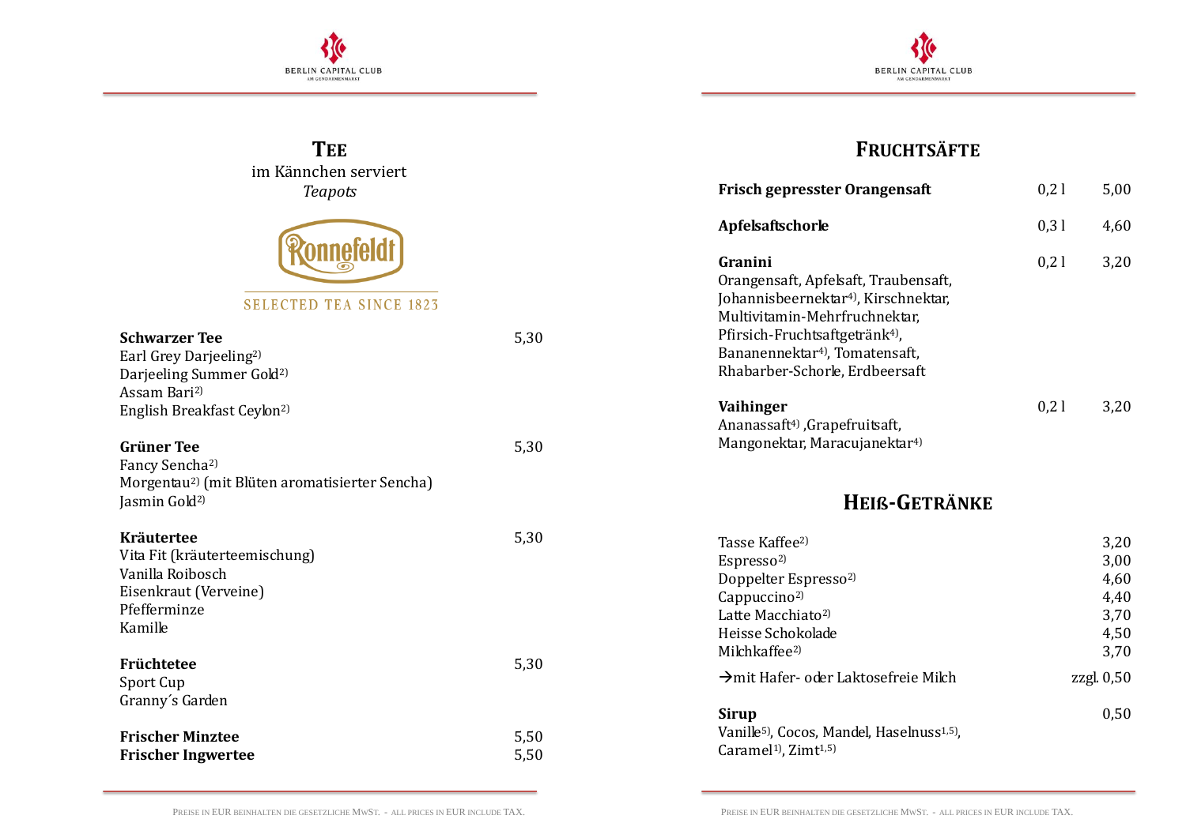## TEE

im Kännchen serviert
*Teapots*

Ronnefeldt

SELECTED TEA SINCE 1823

**Schwarzer Tee** 5,30
Earl Grey Darjeeling[2)]
Darjeeling Summer Gold[2)]
Assam Bari[2)]
English Breakfast Ceylon[2)]

**Grüner Tee** 5,30
Fancy Sencha[2)]
Morgentau[2)] (mit Blüten aromatisierter Sencha)
Jasmin Gold[2)]

**Kräutertee** 5,30
Vita Fit (kräuterteemischung)
Vanilla Roibosch
Eisenkraut (Verveine)
Pfefferminze
Kamille

**Früchtetee** 5,30
Sport Cup
Granny´s Garden

**Frischer Minztee** 5,50
**Frischer Ingwertee** 5,50

## FRUCHTSÄFTE

| | | |
|---|---|---|
| **Frisch gepresster Orangensaft** | 0,2 l | 5,00 |
| **Apfelsaftschorle** | 0,3 l | 4,60 |
| **Granini**<br>Orangensaft, Apfelsaft, Traubensaft, Johannisbeernektar[4)], Kirschnektar, Multivitamin-Mehrfruchnektar, Pfirsich-Fruchtsaftgetränk[4)], Bananennektar[4)], Tomatensaft, Rhabarber-Schorle, Erdbeersaft | 0,2 l | 3,20 |
| **Vaihinger**<br>Ananassaft[4)] ,Grapefruitsaft, Mangonektar, Maracujanektar[4)] | 0,2 l | 3,20 |

## HEIß-GETRÄNKE

| | |
|---|---|
| Tasse Kaffee[2)] | 3,20 |
| Espresso[2)] | 3,00 |
| Doppelter Espresso[2)] | 4,60 |
| Cappuccino[2)] | 4,40 |
| Latte Macchiato[2)] | 3,70 |
| Heisse Schokolade | 4,50 |
| Milchkaffee[2)] | 3,70 |
| →mit Hafer- oder Laktosefreie Milch | zzgl. 0,50 |
| **Sirup**<br>Vanille[5)], Cocos, Mandel, Haselnuss[1,5)], Caramel[1)], Zimt[1,5)] | 0,50 |

PREISE IN EUR BEINHALTEN DIE GESETZLICHE MWST. - ALL PRICES IN EUR INCLUDE TAX.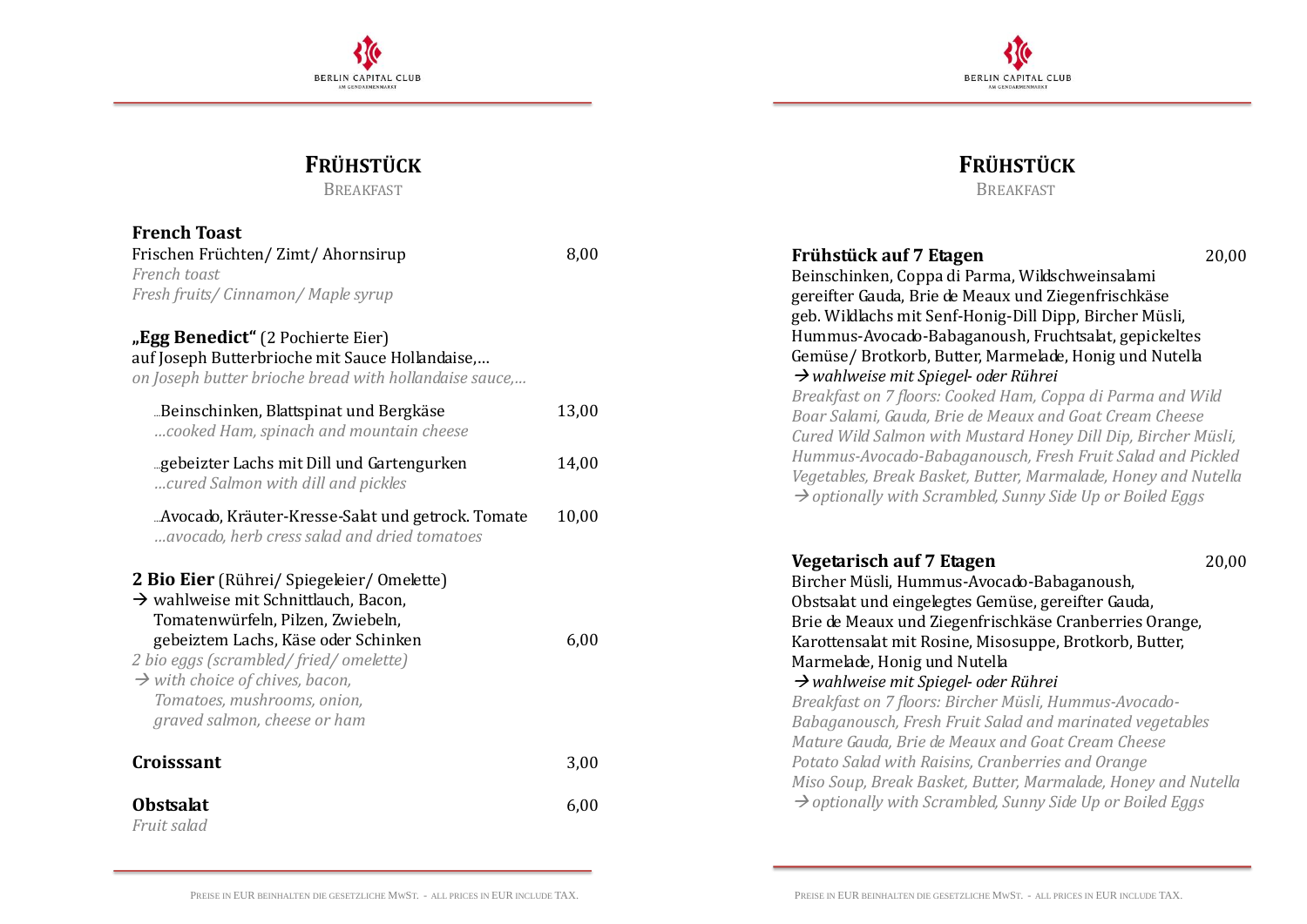# FRÜHSTÜCK

BREAKFAST

**French Toast**
Frischen Früchten/ Zimt/ Ahornsirup — 8,00
*French toast*
*Fresh fruits/ Cinnamon/ Maple syrup*

**„Egg Benedict“** (2 Pochierte Eier)
auf Joseph Butterbrioche mit Sauce Hollandaise,…
*on Joseph butter brioche bread with hollandaise sauce,…*

…Beinschinken, Blattspinat und Bergkäse — 13,00
*…cooked Ham, spinach and mountain cheese*

…gebeizter Lachs mit Dill und Gartengurken — 14,00
*…cured Salmon with dill and pickles*

…Avocado, Kräuter-Kresse-Salat und getrock. Tomate — 10,00
*…avocado, herb cress salad and dried tomatoes*

**2 Bio Eier** (Rührei/ Spiegeleier/ Omelette)
→ wahlweise mit Schnittlauch, Bacon, Tomatenwürfeln, Pilzen, Zwiebeln, gebeiztem Lachs, Käse oder Schinken — 6,00
*2 bio eggs (scrambled/ fried/ omelette)*
*→ with choice of chives, bacon, Tomatoes, mushrooms, onion, graved salmon, cheese or ham*

**Croisssant** — 3,00

**Obstsalat** — 6,00
*Fruit salad*

Preise in EUR beinhalten die gesetzliche MwSt. - all prices in EUR include tax.

# FRÜHSTÜCK

BREAKFAST

**Frühstück auf 7 Etagen** — 20,00
Beinschinken, Coppa di Parma, Wildschweinsalami
gereifter Gauda, Brie de Meaux und Ziegenfrischkäse
geb. Wildlachs mit Senf-Honig-Dill Dipp, Bircher Müsli,
Hummus-Avocado-Babaganoush, Fruchtsalat, gepickeltes
Gemüse/ Brotkorb, Butter, Marmelade, Honig und Nutella
→ *wahlweise mit Spiegel- oder Rührei*
*Breakfast on 7 floors: Cooked Ham, Coppa di Parma and Wild Boar Salami, Gauda, Brie de Meaux and Goat Cream Cheese Cured Wild Salmon with Mustard Honey Dill Dip, Bircher Müsli, Hummus-Avocado-Babaganousch, Fresh Fruit Salad and Pickled Vegetables, Break Basket, Butter, Marmalade, Honey and Nutella*
→ *optionally with Scrambled, Sunny Side Up or Boiled Eggs*

**Vegetarisch auf 7 Etagen** — 20,00
Bircher Müsli, Hummus-Avocado-Babaganoush,
Obstsalat und eingelegtes Gemüse, gereifter Gauda,
Brie de Meaux und Ziegenfrischkäse Cranberries Orange,
Karottensalat mit Rosine, Misosuppe, Brotkorb, Butter,
Marmelade, Honig und Nutella
→ *wahlweise mit Spiegel- oder Rührei*
*Breakfast on 7 floors: Bircher Müsli, Hummus-Avocado-Babaganousch, Fresh Fruit Salad and marinated vegetables*
*Mature Gauda, Brie de Meaux and Goat Cream Cheese*
*Potato Salad with Raisins, Cranberries and Orange*
*Miso Soup, Break Basket, Butter, Marmalade, Honey and Nutella*
→ *optionally with Scrambled, Sunny Side Up or Boiled Eggs*

Preise in EUR beinhalten die gesetzliche MwSt. - all prices in EUR include tax.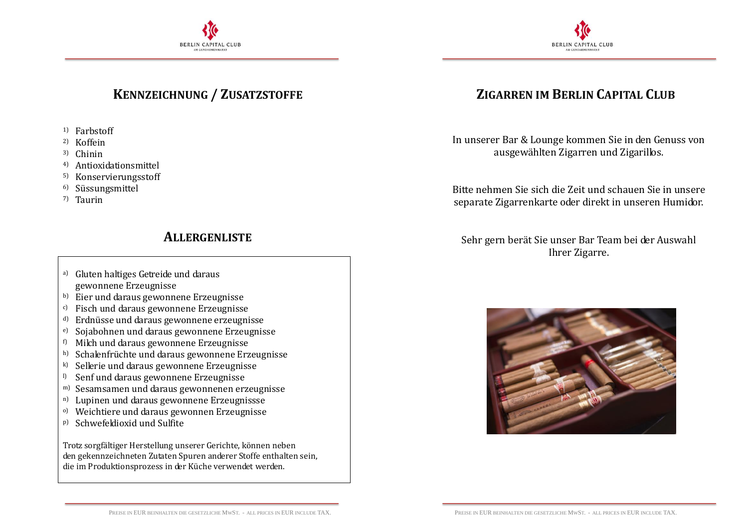## Kennzeichnung / Zusatzstoffe

1) Farbstoff
2) Koffein
3) Chinin
4) Antioxidationsmittel
5) Konservierungsstoff
6) Süssungsmittel
7) Taurin

## Allergenliste

a) Gluten haltiges Getreide und daraus gewonnene Erzeugnisse
b) Eier und daraus gewonnene Erzeugnisse
c) Fisch und daraus gewonnene Erzeugnisse
d) Erdnüsse und daraus gewonnene erzeugnisse
e) Sojabohnen und daraus gewonnene Erzeugnisse
f) Milch und daraus gewonnene Erzeugnisse
h) Schalenfrüchte und daraus gewonnene Erzeugnisse
k) Sellerie und daraus gewonnene Erzeugnisse
l) Senf und daraus gewonnene Erzeugnisse
m) Sesamsamen und daraus gewonnenen erzeugnisse
n) Lupinen und daraus gewonnene Erzeugnissse
o) Weichtiere und daraus gewonnen Erzeugnisse
p) Schwefeldioxid und Sulfite

Trotz sorgfältiger Herstellung unserer Gerichte, können neben den gekennzeichneten Zutaten Spuren anderer Stoffe enthalten sein, die im Produktionsprozess in der Küche verwendet werden.

## Zigarren im Berlin Capital Club

In unserer Bar & Lounge kommen Sie in den Genuss von ausgewählten Zigarren und Zigarillos.

Bitte nehmen Sie sich die Zeit und schauen Sie in unsere separate Zigarrenkarte oder direkt in unseren Humidor.

Sehr gern berät Sie unser Bar Team bei der Auswahl Ihrer Zigarre.